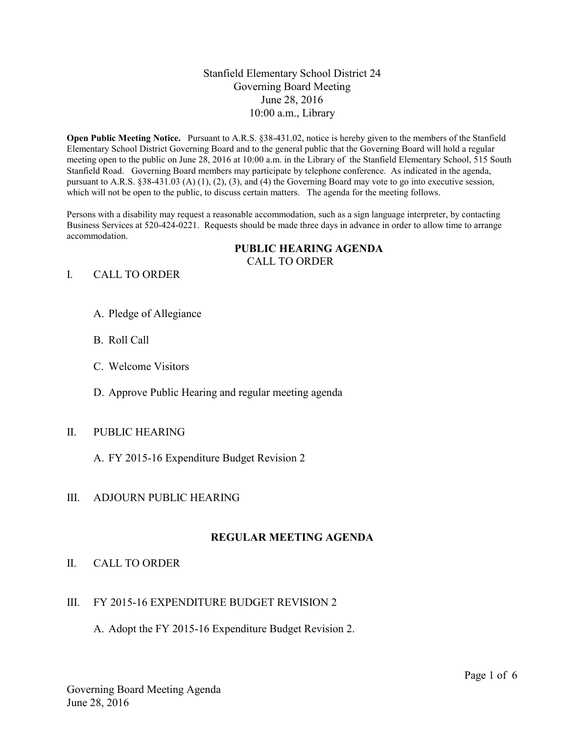# Stanfield Elementary School District 24
## Governing Board Meeting
June 28, 2016
10:00 a.m., Library

**Open Public Meeting Notice.** Pursuant to A.R.S. §38-431.02, notice is hereby given to the members of the Stanfield Elementary School District Governing Board and to the general public that the Governing Board will hold a regular meeting open to the public on June 28, 2016 at 10:00 a.m. in the Library of the Stanfield Elementary School, 515 South Stanfield Road. Governing Board members may participate by telephone conference. As indicated in the agenda, pursuant to A.R.S. §38-431.03 (A) (1), (2), (3), and (4) the Governing Board may vote to go into executive session, which will not be open to the public, to discuss certain matters. The agenda for the meeting follows.

Persons with a disability may request a reasonable accommodation, such as a sign language interpreter, by contacting Business Services at 520-424-0221. Requests should be made three days in advance in order to allow time to arrange accommodation.

## PUBLIC HEARING AGENDA

CALL TO ORDER

I. CALL TO ORDER

A. Pledge of Allegiance

B. Roll Call

C. Welcome Visitors

D. Approve Public Hearing and regular meeting agenda

II. PUBLIC HEARING

A. FY 2015-16 Expenditure Budget Revision 2

III. ADJOURN PUBLIC HEARING

## REGULAR MEETING AGENDA

II. CALL TO ORDER

III. FY 2015-16 EXPENDITURE BUDGET REVISION 2

A. Adopt the FY 2015-16 Expenditure Budget Revision 2.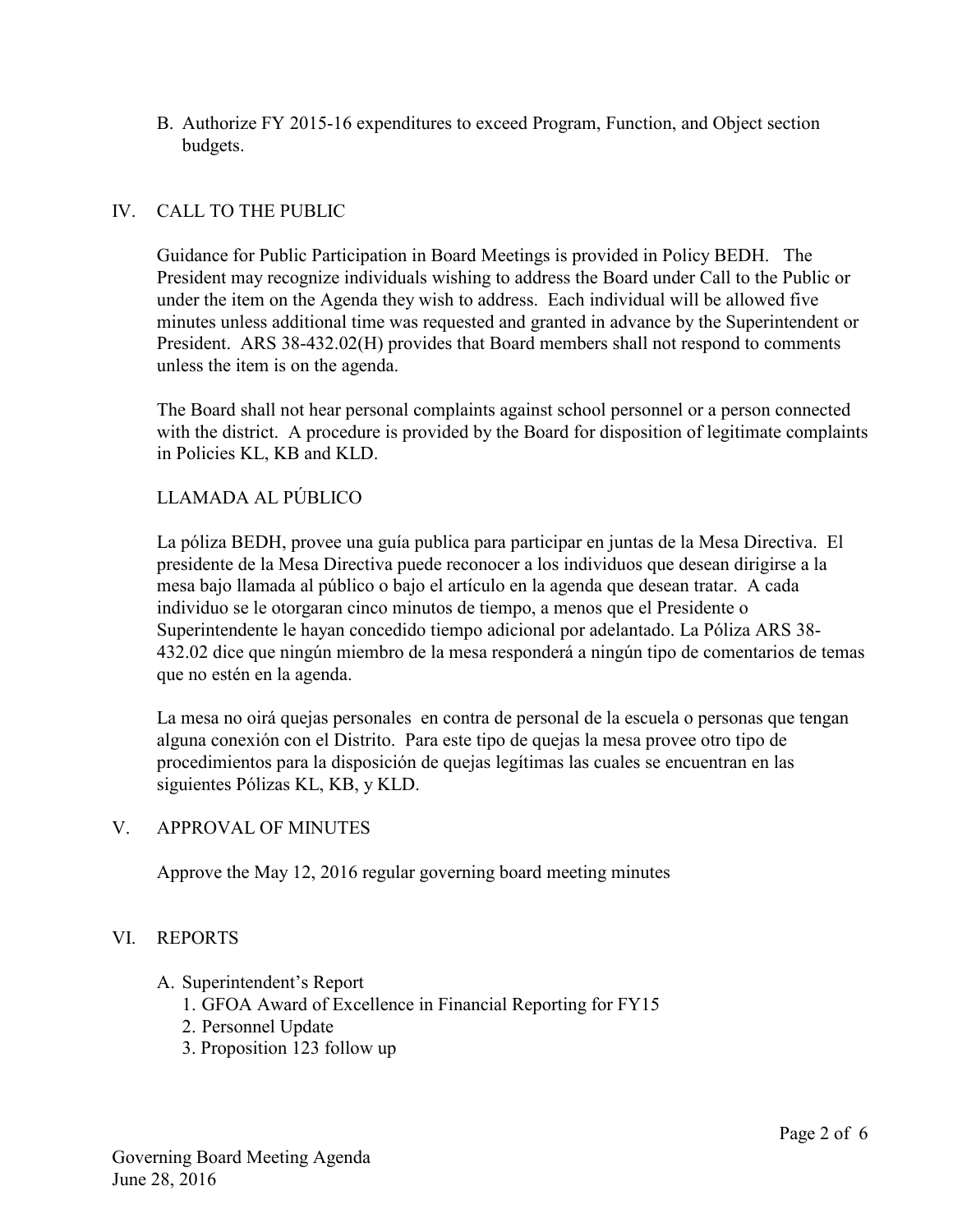B. Authorize FY 2015-16 expenditures to exceed Program, Function, and Object section budgets.

## IV. CALL TO THE PUBLIC

Guidance for Public Participation in Board Meetings is provided in Policy BEDH. The President may recognize individuals wishing to address the Board under Call to the Public or under the item on the Agenda they wish to address. Each individual will be allowed five minutes unless additional time was requested and granted in advance by the Superintendent or President. ARS 38-432.02(H) provides that Board members shall not respond to comments unless the item is on the agenda.

The Board shall not hear personal complaints against school personnel or a person connected with the district. A procedure is provided by the Board for disposition of legitimate complaints in Policies KL, KB and KLD.

### LLAMADA AL PÚBLICO

La póliza BEDH, provee una guía publica para participar en juntas de la Mesa Directiva. El presidente de la Mesa Directiva puede reconocer a los individuos que desean dirigirse a la mesa bajo llamada al público o bajo el artículo en la agenda que desean tratar. A cada individuo se le otorgaran cinco minutos de tiempo, a menos que el Presidente o Superintendente le hayan concedido tiempo adicional por adelantado. La Póliza ARS 38-432.02 dice que ningún miembro de la mesa responderá a ningún tipo de comentarios de temas que no estén en la agenda.

La mesa no oirá quejas personales en contra de personal de la escuela o personas que tengan alguna conexión con el Distrito. Para este tipo de quejas la mesa provee otro tipo de procedimientos para la disposición de quejas legítimas las cuales se encuentran en las siguientes Pólizas KL, KB, y KLD.

## V. APPROVAL OF MINUTES

Approve the May 12, 2016 regular governing board meeting minutes

## VI. REPORTS

A. Superintendent's Report
   1. GFOA Award of Excellence in Financial Reporting for FY15
   2. Personnel Update
   3. Proposition 123 follow up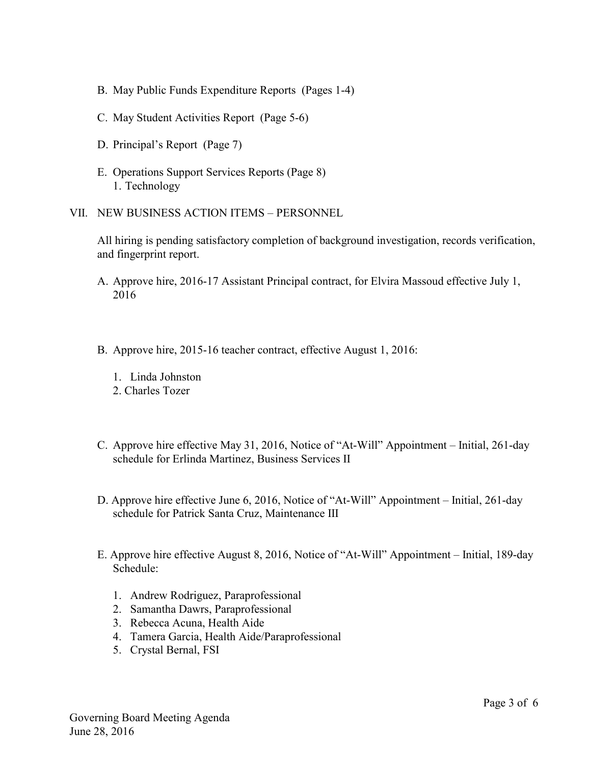B. May Public Funds Expenditure Reports (Pages 1-4)

C. May Student Activities Report (Page 5-6)

D. Principal's Report (Page 7)

E. Operations Support Services Reports (Page 8)
   1. Technology

VII. NEW BUSINESS ACTION ITEMS – PERSONNEL

All hiring is pending satisfactory completion of background investigation, records verification, and fingerprint report.

A. Approve hire, 2016-17 Assistant Principal contract, for Elvira Massoud effective July 1, 2016

B. Approve hire, 2015-16 teacher contract, effective August 1, 2016:

   1. Linda Johnston
   2. Charles Tozer

C. Approve hire effective May 31, 2016, Notice of "At-Will" Appointment – Initial, 261-day schedule for Erlinda Martinez, Business Services II

D. Approve hire effective June 6, 2016, Notice of "At-Will" Appointment – Initial, 261-day schedule for Patrick Santa Cruz, Maintenance III

E. Approve hire effective August 8, 2016, Notice of "At-Will" Appointment – Initial, 189-day Schedule:

   1. Andrew Rodriguez, Paraprofessional
   2. Samantha Dawrs, Paraprofessional
   3. Rebecca Acuna, Health Aide
   4. Tamera Garcia, Health Aide/Paraprofessional
   5. Crystal Bernal, FSI